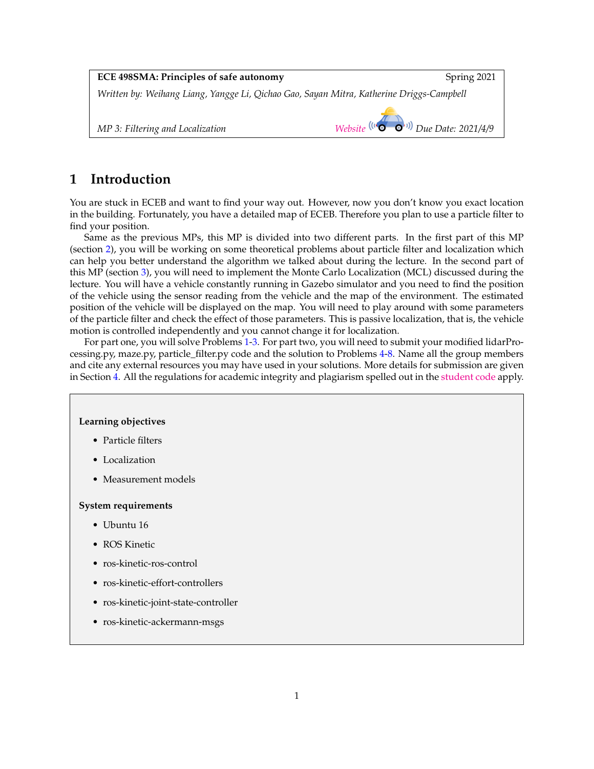**ECE 498SMA: Principles of safe autonomy** Spring 2021

*Written by: Weihang Liang, Yangge Li, Qichao Gao, Sayan Mitra, Katherine Driggs-Campbell*

*MP 3: Filtering and Localization* *Website* Due Date: 2021/4/9

# 1 Introduction

You are stuck in ECEB and want to find your way out. However, now you don't know you exact location in the building. Fortunately, you have a detailed map of ECEB. Therefore you plan to use a particle filter to find your position.

Same as the previous MPs, this MP is divided into two different parts. In the first part of this MP (section 2), you will be working on some theoretical problems about particle filter and localization which can help you better understand the algorithm we talked about during the lecture. In the second part of this MP (section 3), you will need to implement the Monte Carlo Localization (MCL) discussed during the lecture. You will have a vehicle constantly running in Gazebo simulator and you need to find the position of the vehicle using the sensor reading from the vehicle and the map of the environment. The estimated position of the vehicle will be displayed on the map. You will need to play around with some parameters of the particle filter and check the effect of those parameters. This is passive localization, that is, the vehicle motion is controlled independently and you cannot change it for localization.

For part one, you will solve Problems 1-3. For part two, you will need to submit your modified lidarProcessing.py, maze.py, particle_filter.py code and the solution to Problems 4-8. Name all the group members and cite any external resources you may have used in your solutions. More details for submission are given in Section 4. All the regulations for academic integrity and plagiarism spelled out in the student code apply.

**Learning objectives**

- Particle filters
- Localization
- Measurement models

**System requirements**

- Ubuntu 16
- ROS Kinetic
- ros-kinetic-ros-control
- ros-kinetic-effort-controllers
- ros-kinetic-joint-state-controller
- ros-kinetic-ackermann-msgs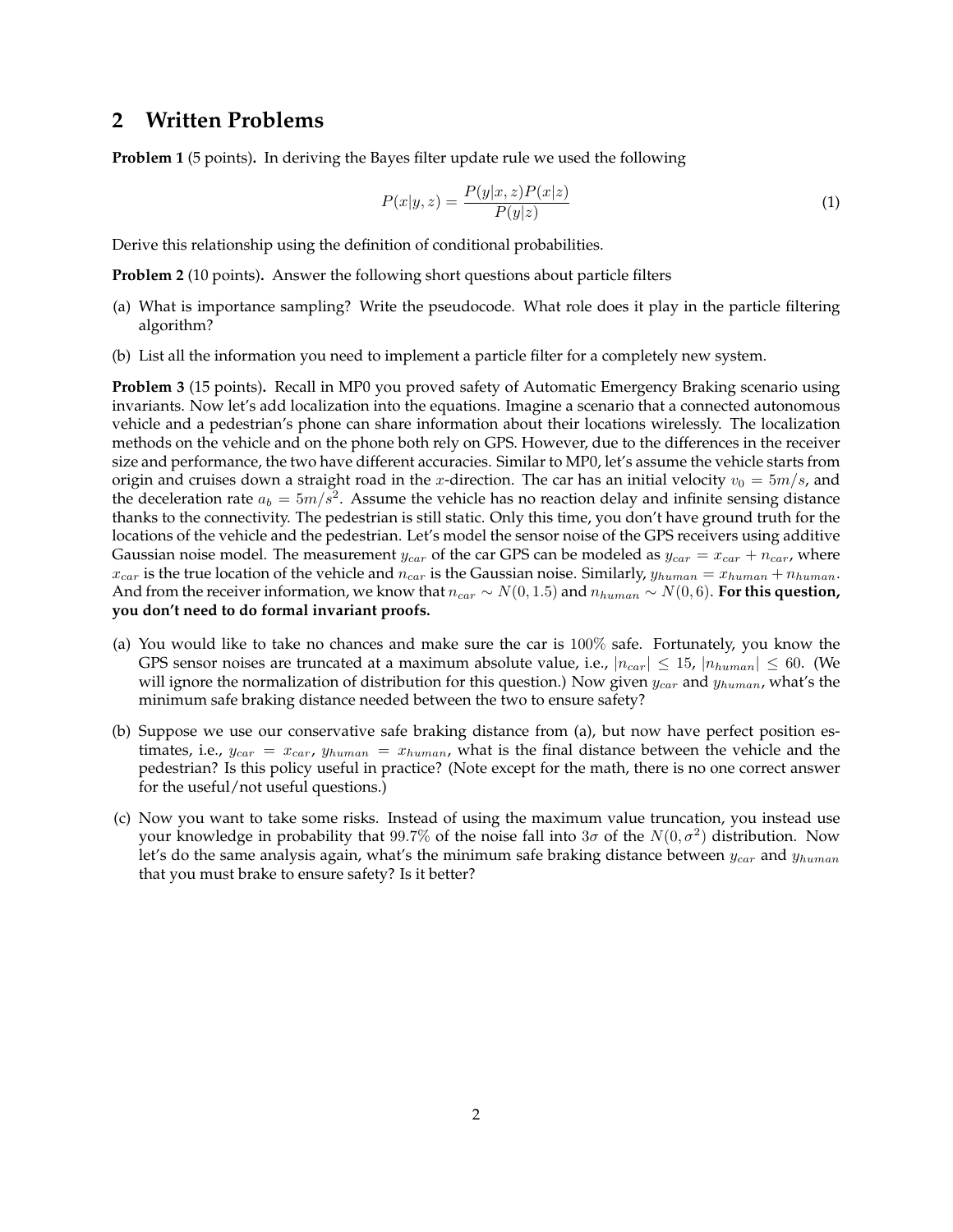## 2 Written Problems

**Problem 1** (5 points)**.** In deriving the Bayes filter update rule we used the following

$$P(x|y,z) = \frac{P(y|x,z)P(x|z)}{P(y|z)} \tag{1}$$

Derive this relationship using the definition of conditional probabilities.

**Problem 2** (10 points)**.** Answer the following short questions about particle filters

(a) What is importance sampling? Write the pseudocode. What role does it play in the particle filtering algorithm?

(b) List all the information you need to implement a particle filter for a completely new system.

**Problem 3** (15 points)**.** Recall in MP0 you proved safety of Automatic Emergency Braking scenario using invariants. Now let's add localization into the equations. Imagine a scenario that a connected autonomous vehicle and a pedestrian's phone can share information about their locations wirelessly. The localization methods on the vehicle and on the phone both rely on GPS. However, due to the differences in the receiver size and performance, the two have different accuracies. Similar to MP0, let's assume the vehicle starts from origin and cruises down a straight road in the $x$-direction. The car has an initial velocity $v_0 = 5m/s$, and the deceleration rate $a_b = 5m/s^2$. Assume the vehicle has no reaction delay and infinite sensing distance thanks to the connectivity. The pedestrian is still static. Only this time, you don't have ground truth for the locations of the vehicle and the pedestrian. Let's model the sensor noise of the GPS receivers using additive Gaussian noise model. The measurement $y_{car}$ of the car GPS can be modeled as $y_{car} = x_{car} + n_{car}$, where $x_{car}$ is the true location of the vehicle and $n_{car}$ is the Gaussian noise. Similarly, $y_{human} = x_{human} + n_{human}$. And from the receiver information, we know that $n_{car} \sim N(0, 1.5)$ and $n_{human} \sim N(0, 6)$. **For this question, you don't need to do formal invariant proofs.**

(a) You would like to take no chances and make sure the car is $100\%$ safe. Fortunately, you know the GPS sensor noises are truncated at a maximum absolute value, i.e., $|n_{car}| \leq 15$, $|n_{human}| \leq 60$. (We will ignore the normalization of distribution for this question.) Now given $y_{car}$ and $y_{human}$, what's the minimum safe braking distance needed between the two to ensure safety?

(b) Suppose we use our conservative safe braking distance from (a), but now have perfect position estimates, i.e., $y_{car} = x_{car}$, $y_{human} = x_{human}$, what is the final distance between the vehicle and the pedestrian? Is this policy useful in practice? (Note except for the math, there is no one correct answer for the useful/not useful questions.)

(c) Now you want to take some risks. Instead of using the maximum value truncation, you instead use your knowledge in probability that $99.7\%$ of the noise fall into $3\sigma$ of the $N(0, \sigma^2)$ distribution. Now let's do the same analysis again, what's the minimum safe braking distance between $y_{car}$ and $y_{human}$ that you must brake to ensure safety? Is it better?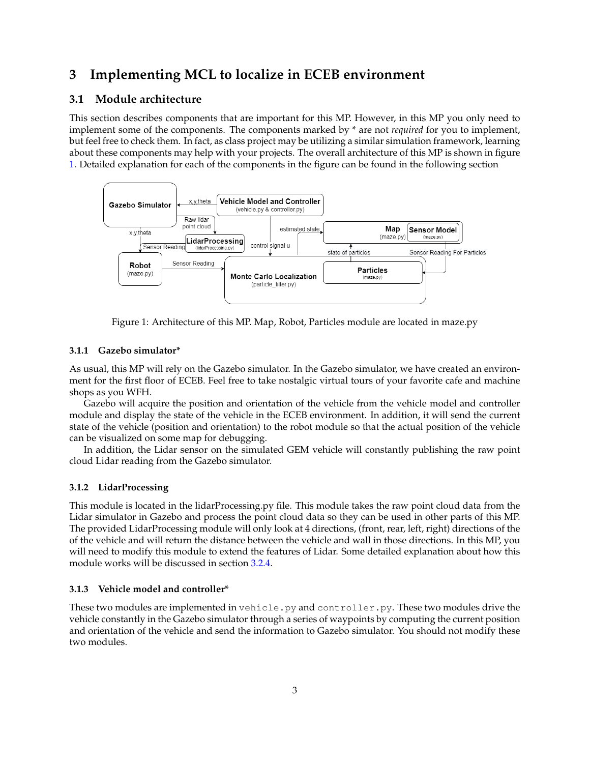# 3 Implementing MCL to localize in ECEB environment

## 3.1 Module architecture

This section describes components that are important for this MP. However, in this MP you only need to implement some of the components. The components marked by * are not *required* for you to implement, but feel free to check them. In fact, as class project may be utilizing a similar simulation framework, learning about these components may help with your projects. The overall architecture of this MP is shown in figure 1. Detailed explanation for each of the components in the figure can be found in the following section

Figure 1: Architecture of this MP. Map, Robot, Particles module are located in maze.py

### 3.1.1 Gazebo simulator*

As usual, this MP will rely on the Gazebo simulator. In the Gazebo simulator, we have created an environment for the first floor of ECEB. Feel free to take nostalgic virtual tours of your favorite cafe and machine shops as you WFH.

Gazebo will acquire the position and orientation of the vehicle from the vehicle model and controller module and display the state of the vehicle in the ECEB environment. In addition, it will send the current state of the vehicle (position and orientation) to the robot module so that the actual position of the vehicle can be visualized on some map for debugging.

In addition, the Lidar sensor on the simulated GEM vehicle will constantly publishing the raw point cloud Lidar reading from the Gazebo simulator.

### 3.1.2 LidarProcessing

This module is located in the lidarProcessing.py file. This module takes the raw point cloud data from the Lidar simulator in Gazebo and process the point cloud data so they can be used in other parts of this MP. The provided LidarProcessing module will only look at 4 directions, (front, rear, left, right) directions of the of the vehicle and will return the distance between the vehicle and wall in those directions. In this MP, you will need to modify this module to extend the features of Lidar. Some detailed explanation about how this module works will be discussed in section 3.2.4.

### 3.1.3 Vehicle model and controller*

These two modules are implemented in `vehicle.py` and `controller.py`. These two modules drive the vehicle constantly in the Gazebo simulator through a series of waypoints by computing the current position and orientation of the vehicle and send the information to Gazebo simulator. You should not modify these two modules.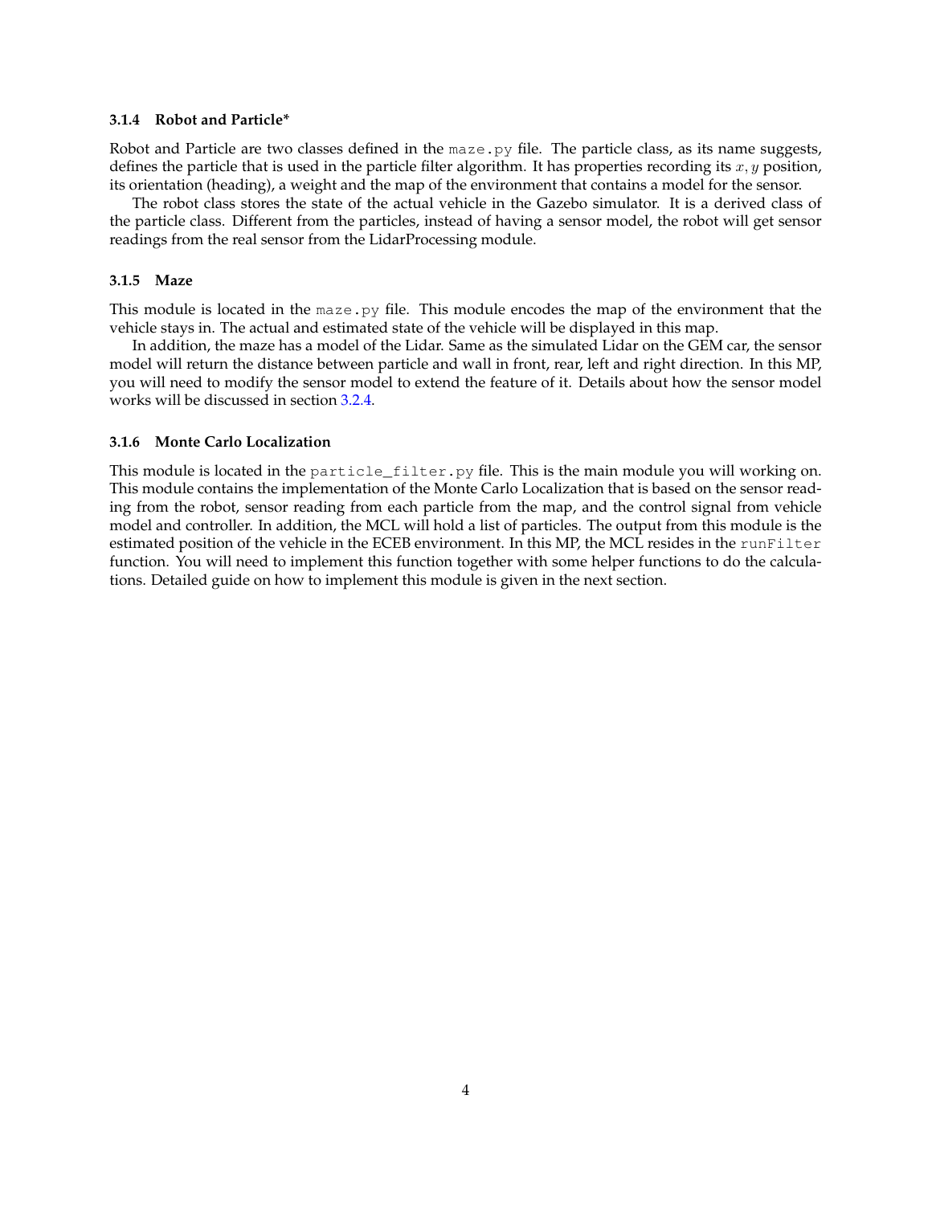### 3.1.4 Robot and Particle*

Robot and Particle are two classes defined in the `maze.py` file. The particle class, as its name suggests, defines the particle that is used in the particle filter algorithm. It has properties recording its $x, y$ position, its orientation (heading), a weight and the map of the environment that contains a model for the sensor.

The robot class stores the state of the actual vehicle in the Gazebo simulator. It is a derived class of the particle class. Different from the particles, instead of having a sensor model, the robot will get sensor readings from the real sensor from the LidarProcessing module.

### 3.1.5 Maze

This module is located in the `maze.py` file. This module encodes the map of the environment that the vehicle stays in. The actual and estimated state of the vehicle will be displayed in this map.

In addition, the maze has a model of the Lidar. Same as the simulated Lidar on the GEM car, the sensor model will return the distance between particle and wall in front, rear, left and right direction. In this MP, you will need to modify the sensor model to extend the feature of it. Details about how the sensor model works will be discussed in section 3.2.4.

### 3.1.6 Monte Carlo Localization

This module is located in the `particle_filter.py` file. This is the main module you will working on. This module contains the implementation of the Monte Carlo Localization that is based on the sensor reading from the robot, sensor reading from each particle from the map, and the control signal from vehicle model and controller. In addition, the MCL will hold a list of particles. The output from this module is the estimated position of the vehicle in the ECEB environment. In this MP, the MCL resides in the `runFilter` function. You will need to implement this function together with some helper functions to do the calculations. Detailed guide on how to implement this module is given in the next section.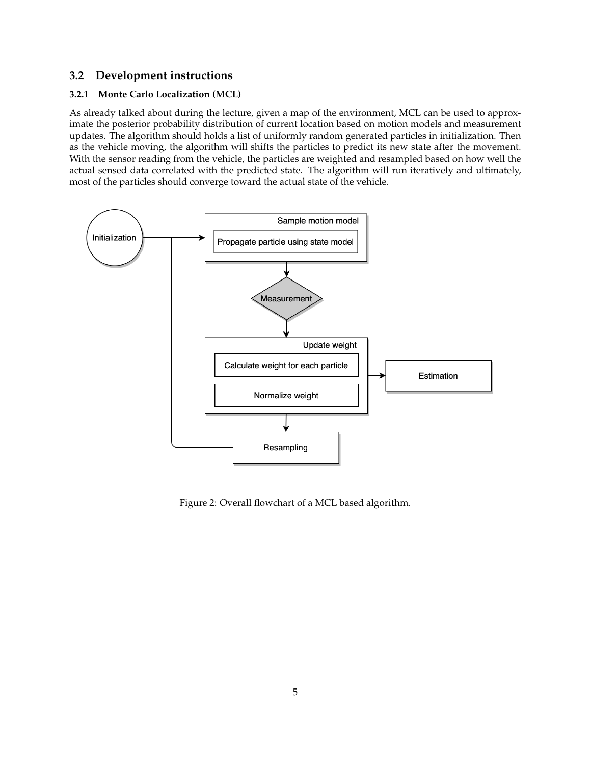## 3.2 Development instructions

### 3.2.1 Monte Carlo Localization (MCL)

As already talked about during the lecture, given a map of the environment, MCL can be used to approximate the posterior probability distribution of current location based on motion models and measurement updates. The algorithm should holds a list of uniformly random generated particles in initialization. Then as the vehicle moving, the algorithm will shifts the particles to predict its new state after the movement. With the sensor reading from the vehicle, the particles are weighted and resampled based on how well the actual sensed data correlated with the predicted state. The algorithm will run iteratively and ultimately, most of the particles should converge toward the actual state of the vehicle.

Figure 2: Overall flowchart of a MCL based algorithm.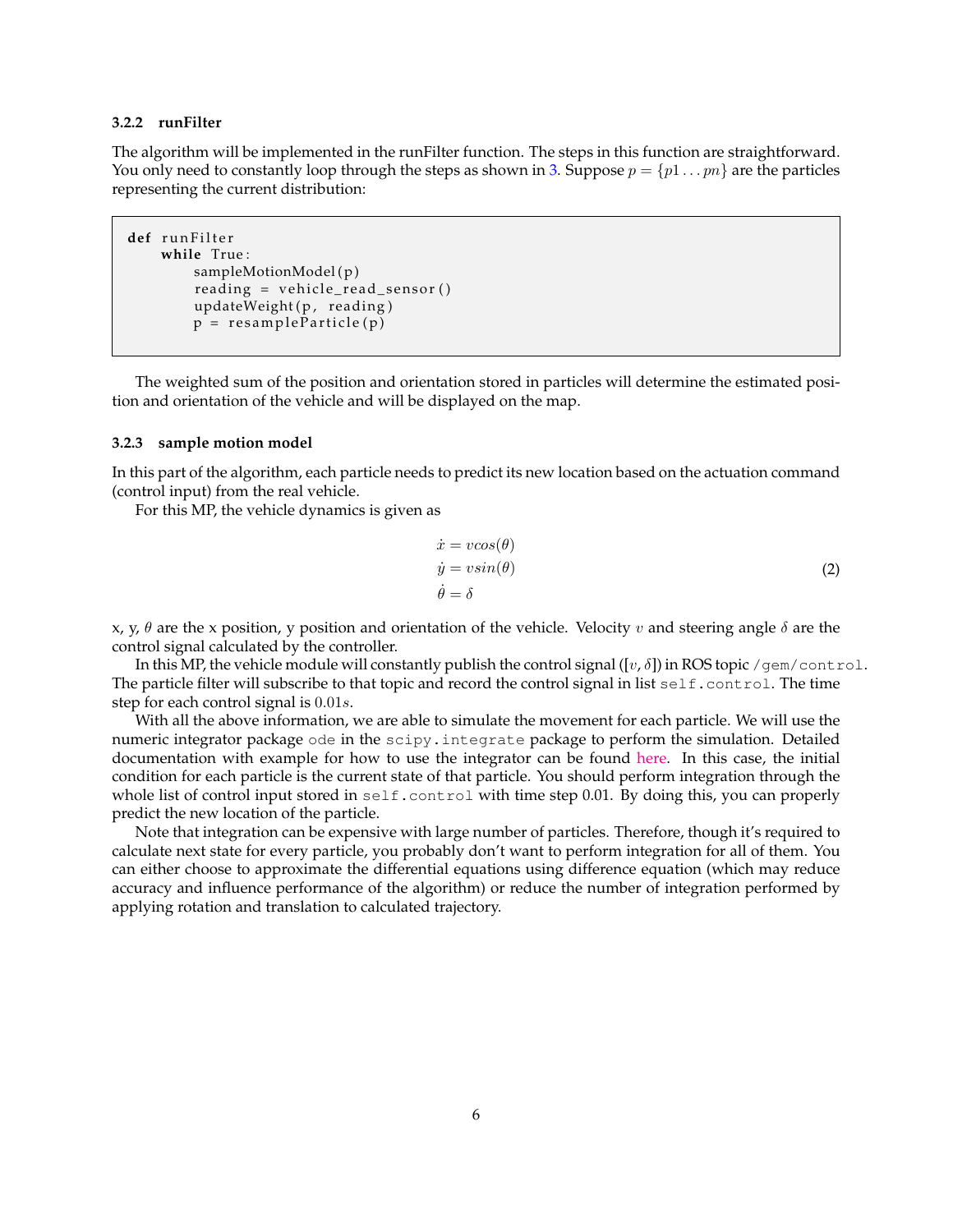### 3.2.2 runFilter

The algorithm will be implemented in the runFilter function. The steps in this function are straightforward. You only need to constantly loop through the steps as shown in 3. Suppose $p = \{p1 \ldots pn\}$ are the particles representing the current distribution:

```
def runFilter
    while True:
        sampleMotionModel(p)
        reading = vehicle_read_sensor()
        updateWeight(p, reading)
        p = resampleParticle(p)
```

The weighted sum of the position and orientation stored in particles will determine the estimated position and orientation of the vehicle and will be displayed on the map.

### 3.2.3 sample motion model

In this part of the algorithm, each particle needs to predict its new location based on the actuation command (control input) from the real vehicle.

For this MP, the vehicle dynamics is given as

$$\begin{aligned}
\dot{x} &= vcos(\theta) \\
\dot{y} &= vsin(\theta) \\
\dot{\theta} &= \delta
\end{aligned} \tag{2}$$

x, y, $\theta$ are the x position, y position and orientation of the vehicle. Velocity $v$ and steering angle $\delta$ are the control signal calculated by the controller.

In this MP, the vehicle module will constantly publish the control signal ([$v$, $\delta$]) in ROS topic `/gem/control`. The particle filter will subscribe to that topic and record the control signal in list `self.control`. The time step for each control signal is $0.01s$.

With all the above information, we are able to simulate the movement for each particle. We will use the numeric integrator package `ode` in the `scipy.integrate` package to perform the simulation. Detailed documentation with example for how to use the integrator can be found here. In this case, the initial condition for each particle is the current state of that particle. You should perform integration through the whole list of control input stored in `self.control` with time step 0.01. By doing this, you can properly predict the new location of the particle.

Note that integration can be expensive with large number of particles. Therefore, though it's required to calculate next state for every particle, you probably don't want to perform integration for all of them. You can either choose to approximate the differential equations using difference equation (which may reduce accuracy and influence performance of the algorithm) or reduce the number of integration performed by applying rotation and translation to calculated trajectory.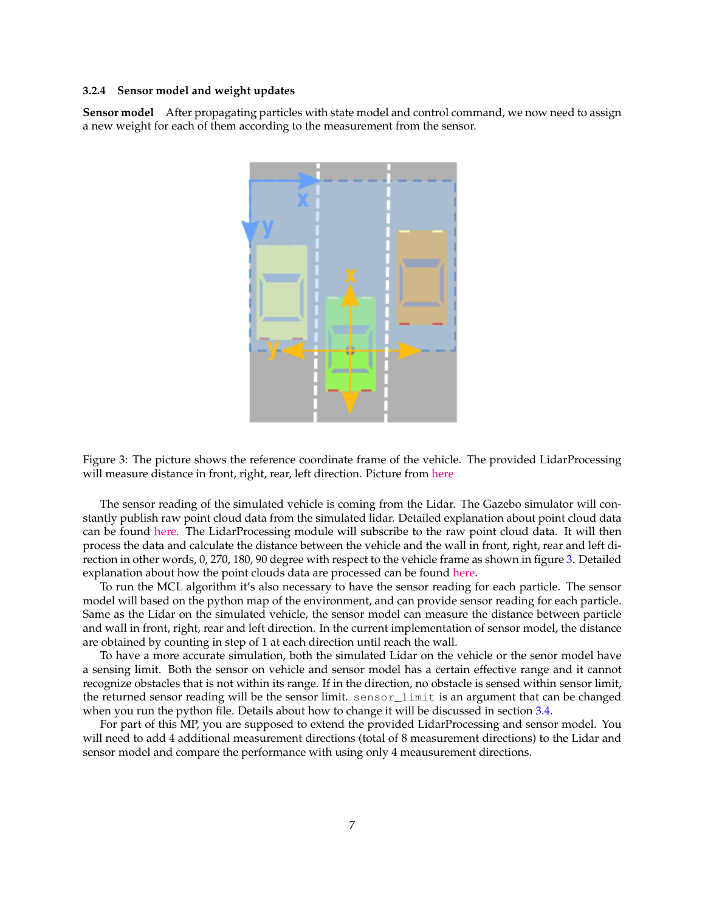### 3.2.4 Sensor model and weight updates

**Sensor model** After propagating particles with state model and control command, we now need to assign a new weight for each of them according to the measurement from the sensor.

Figure 3: The picture shows the reference coordinate frame of the vehicle. The provided LidarProcessing will measure distance in front, right, rear, left direction. Picture from here

The sensor reading of the simulated vehicle is coming from the Lidar. The Gazebo simulator will constantly publish raw point cloud data from the simulated lidar. Detailed explanation about point cloud data can be found here. The LidarProcessing module will subscribe to the raw point cloud data. It will then process the data and calculate the distance between the vehicle and the wall in front, right, rear and left direction in other words, 0, 270, 180, 90 degree with respect to the vehicle frame as shown in figure 3. Detailed explanation about how the point clouds data are processed can be found here.

To run the MCL algorithm it's also necessary to have the sensor reading for each particle. The sensor model will based on the python map of the environment, and can provide sensor reading for each particle. Same as the Lidar on the simulated vehicle, the sensor model can measure the distance between particle and wall in front, right, rear and left direction. In the current implementation of sensor model, the distance are obtained by counting in step of 1 at each direction until reach the wall.

To have a more accurate simulation, both the simulated Lidar on the vehicle or the senor model have a sensing limit. Both the sensor on vehicle and sensor model has a certain effective range and it cannot recognize obstacles that is not within its range. If in the direction, no obstacle is sensed within sensor limit, the returned sensor reading will be the sensor limit. `sensor_limit` is an argument that can be changed when you run the python file. Details about how to change it will be discussed in section 3.4.

For part of this MP, you are supposed to extend the provided LidarProcessing and sensor model. You will need to add 4 additional measurement directions (total of 8 measurement directions) to the Lidar and sensor model and compare the performance with using only 4 meausurement directions.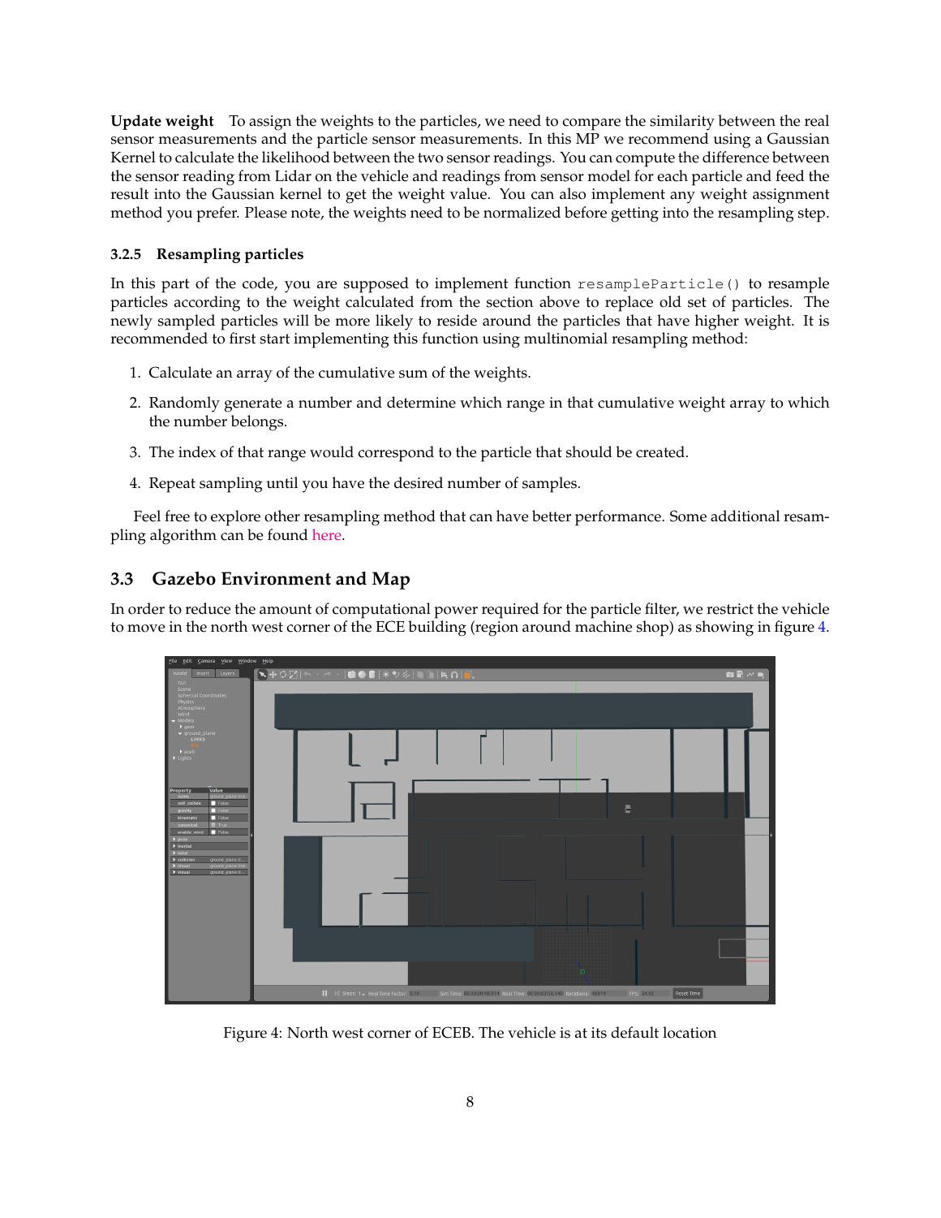**Update weight** To assign the weights to the particles, we need to compare the similarity between the real sensor measurements and the particle sensor measurements. In this MP we recommend using a Gaussian Kernel to calculate the likelihood between the two sensor readings. You can compute the difference between the sensor reading from Lidar on the vehicle and readings from sensor model for each particle and feed the result into the Gaussian kernel to get the weight value. You can also implement any weight assignment method you prefer. Please note, the weights need to be normalized before getting into the resampling step.

### 3.2.5 Resampling particles

In this part of the code, you are supposed to implement function `resampleParticle()` to resample particles according to the weight calculated from the section above to replace old set of particles. The newly sampled particles will be more likely to reside around the particles that have higher weight. It is recommended to first start implementing this function using multinomial resampling method:

1. Calculate an array of the cumulative sum of the weights.
2. Randomly generate a number and determine which range in that cumulative weight array to which the number belongs.
3. The index of that range would correspond to the particle that should be created.
4. Repeat sampling until you have the desired number of samples.

Feel free to explore other resampling method that can have better performance. Some additional resampling algorithm can be found here.

## 3.3 Gazebo Environment and Map

In order to reduce the amount of computational power required for the particle filter, we restrict the vehicle to move in the north west corner of the ECE building (region around machine shop) as showing in figure 4.

Figure 4: North west corner of ECEB. The vehicle is at its default location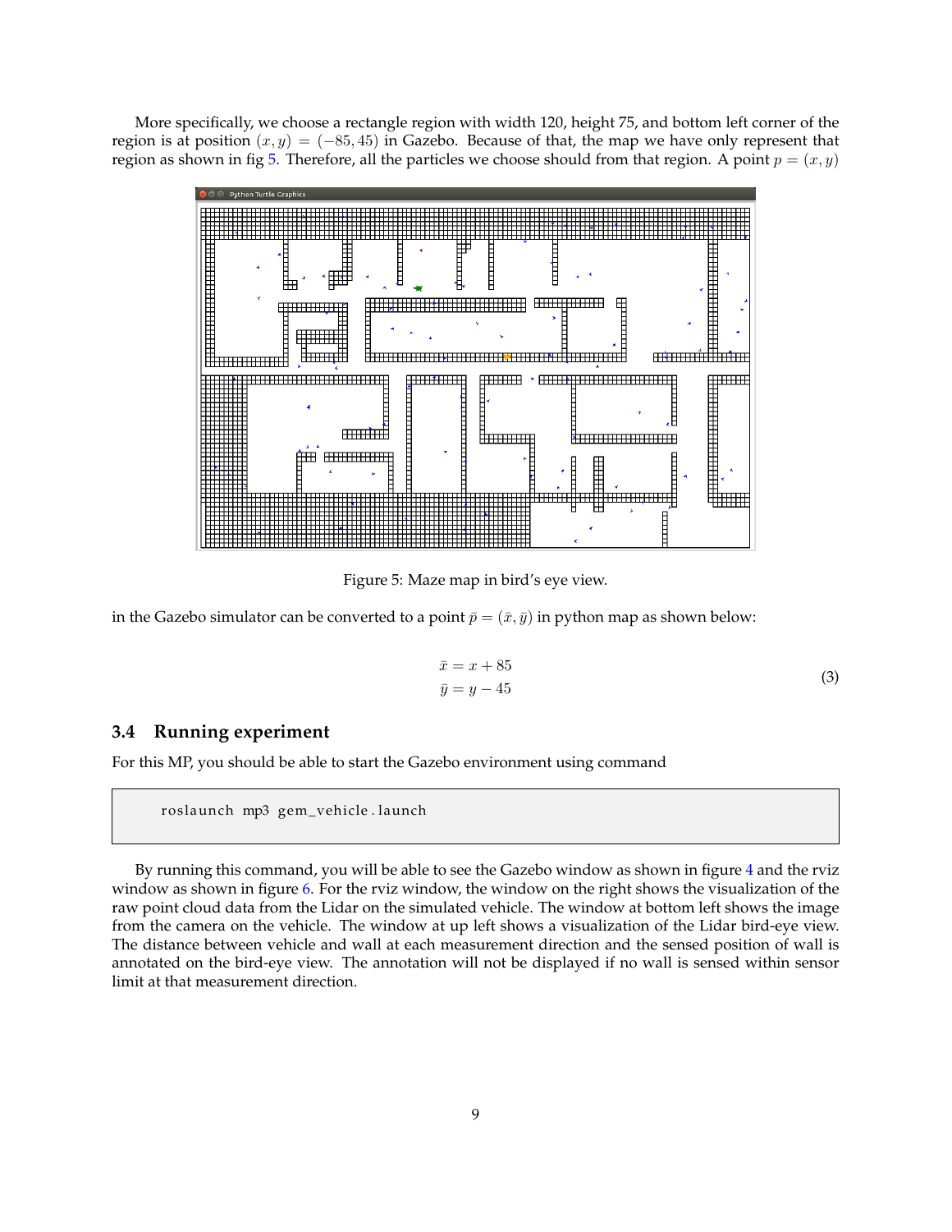More specifically, we choose a rectangle region with width 120, height 75, and bottom left corner of the region is at position $(x, y) = (-85, 45)$ in Gazebo. Because of that, the map we have only represent that region as shown in fig 5. Therefore, all the particles we choose should from that region. A point $p = (x, y)$

Figure 5: Maze map in bird's eye view.

in the Gazebo simulator can be converted to a point $\bar{p} = (\bar{x}, \bar{y})$ in python map as shown below:

$$
\begin{aligned}
\bar{x} &= x + 85 \\
\bar{y} &= y - 45
\end{aligned}
\tag{3}
$$

### 3.4 Running experiment

For this MP, you should be able to start the Gazebo environment using command

```
roslaunch mp3 gem_vehicle.launch
```

By running this command, you will be able to see the Gazebo window as shown in figure 4 and the rviz window as shown in figure 6. For the rviz window, the window on the right shows the visualization of the raw point cloud data from the Lidar on the simulated vehicle. The window at bottom left shows the image from the camera on the vehicle. The window at up left shows a visualization of the Lidar bird-eye view. The distance between vehicle and wall at each measurement direction and the sensed position of wall is annotated on the bird-eye view. The annotation will not be displayed if no wall is sensed within sensor limit at that measurement direction.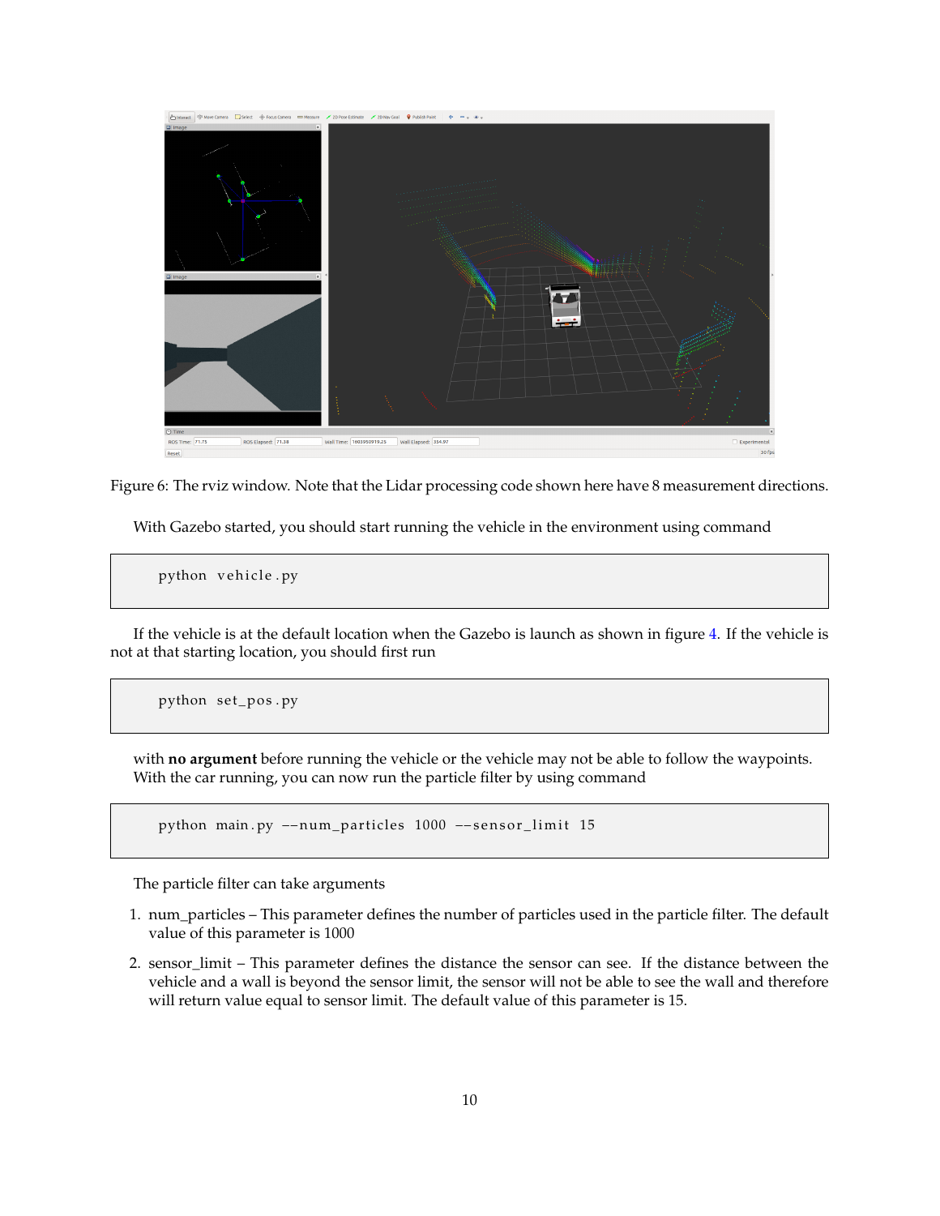Figure 6: The rviz window. Note that the Lidar processing code shown here have 8 measurement directions.

With Gazebo started, you should start running the vehicle in the environment using command

```
python vehicle.py
```

If the vehicle is at the default location when the Gazebo is launch as shown in figure 4. If the vehicle is not at that starting location, you should first run

```
python set_pos.py
```

with **no argument** before running the vehicle or the vehicle may not be able to follow the waypoints. With the car running, you can now run the particle filter by using command

```
python main.py --num_particles 1000 --sensor_limit 15
```

The particle filter can take arguments

1. num_particles – This parameter defines the number of particles used in the particle filter. The default value of this parameter is 1000
2. sensor_limit – This parameter defines the distance the sensor can see. If the distance between the vehicle and a wall is beyond the sensor limit, the sensor will not be able to see the wall and therefore will return value equal to sensor limit. The default value of this parameter is 15.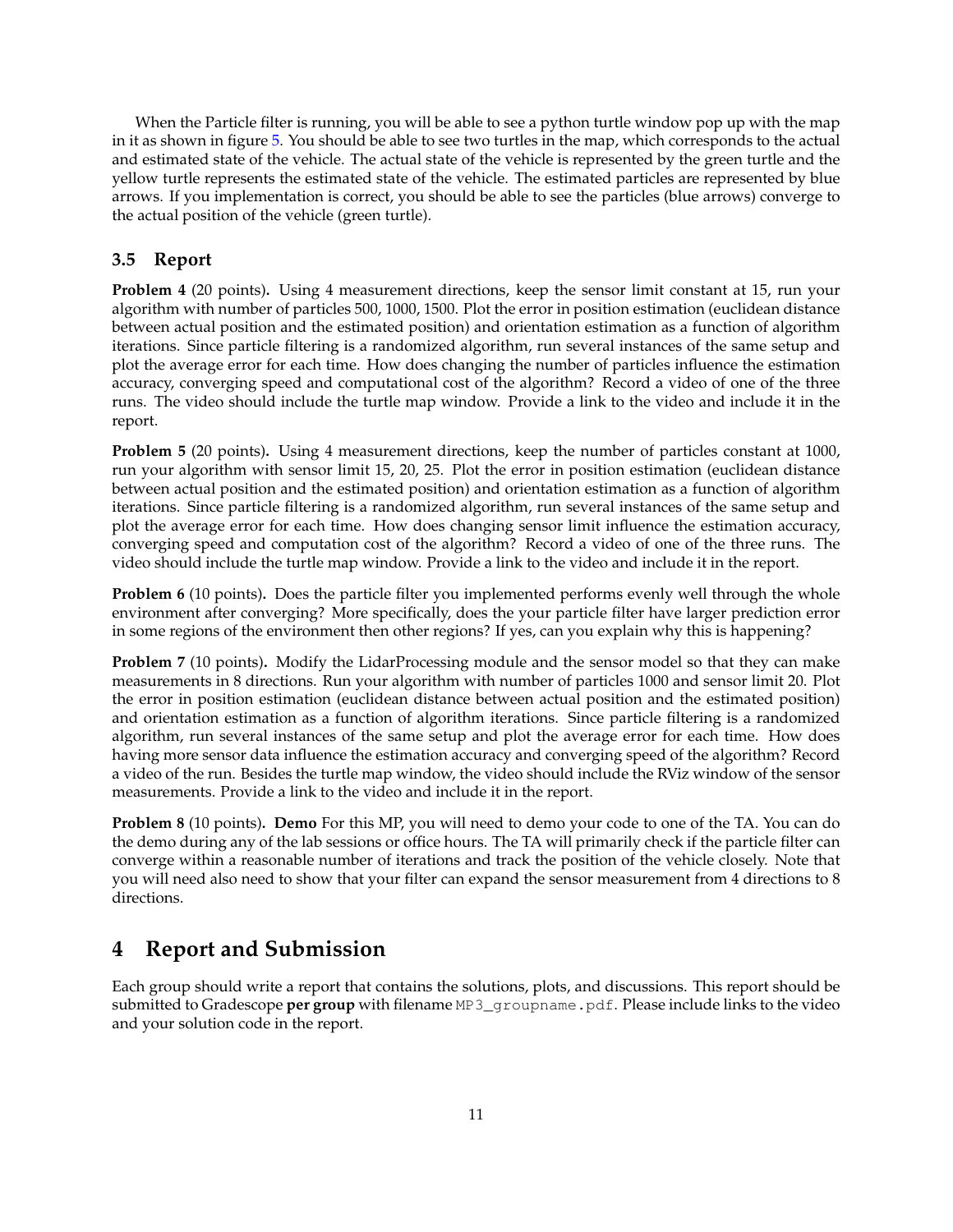When the Particle filter is running, you will be able to see a python turtle window pop up with the map in it as shown in figure 5. You should be able to see two turtles in the map, which corresponds to the actual and estimated state of the vehicle. The actual state of the vehicle is represented by the green turtle and the yellow turtle represents the estimated state of the vehicle. The estimated particles are represented by blue arrows. If you implementation is correct, you should be able to see the particles (blue arrows) converge to the actual position of the vehicle (green turtle).

### 3.5 Report

**Problem 4** (20 points)**.** Using 4 measurement directions, keep the sensor limit constant at 15, run your algorithm with number of particles 500, 1000, 1500. Plot the error in position estimation (euclidean distance between actual position and the estimated position) and orientation estimation as a function of algorithm iterations. Since particle filtering is a randomized algorithm, run several instances of the same setup and plot the average error for each time. How does changing the number of particles influence the estimation accuracy, converging speed and computational cost of the algorithm? Record a video of one of the three runs. The video should include the turtle map window. Provide a link to the video and include it in the report.

**Problem 5** (20 points)**.** Using 4 measurement directions, keep the number of particles constant at 1000, run your algorithm with sensor limit 15, 20, 25. Plot the error in position estimation (euclidean distance between actual position and the estimated position) and orientation estimation as a function of algorithm iterations. Since particle filtering is a randomized algorithm, run several instances of the same setup and plot the average error for each time. How does changing sensor limit influence the estimation accuracy, converging speed and computation cost of the algorithm? Record a video of one of the three runs. The video should include the turtle map window. Provide a link to the video and include it in the report.

**Problem 6** (10 points)**.** Does the particle filter you implemented performs evenly well through the whole environment after converging? More specifically, does the your particle filter have larger prediction error in some regions of the environment then other regions? If yes, can you explain why this is happening?

**Problem 7** (10 points)**.** Modify the LidarProcessing module and the sensor model so that they can make measurements in 8 directions. Run your algorithm with number of particles 1000 and sensor limit 20. Plot the error in position estimation (euclidean distance between actual position and the estimated position) and orientation estimation as a function of algorithm iterations. Since particle filtering is a randomized algorithm, run several instances of the same setup and plot the average error for each time. How does having more sensor data influence the estimation accuracy and converging speed of the algorithm? Record a video of the run. Besides the turtle map window, the video should include the RViz window of the sensor measurements. Provide a link to the video and include it in the report.

**Problem 8** (10 points)**. Demo** For this MP, you will need to demo your code to one of the TA. You can do the demo during any of the lab sessions or office hours. The TA will primarily check if the particle filter can converge within a reasonable number of iterations and track the position of the vehicle closely. Note that you will need also need to show that your filter can expand the sensor measurement from 4 directions to 8 directions.

## 4 Report and Submission

Each group should write a report that contains the solutions, plots, and discussions. This report should be submitted to Gradescope **per group** with filename `MP3_groupname.pdf`. Please include links to the video and your solution code in the report.